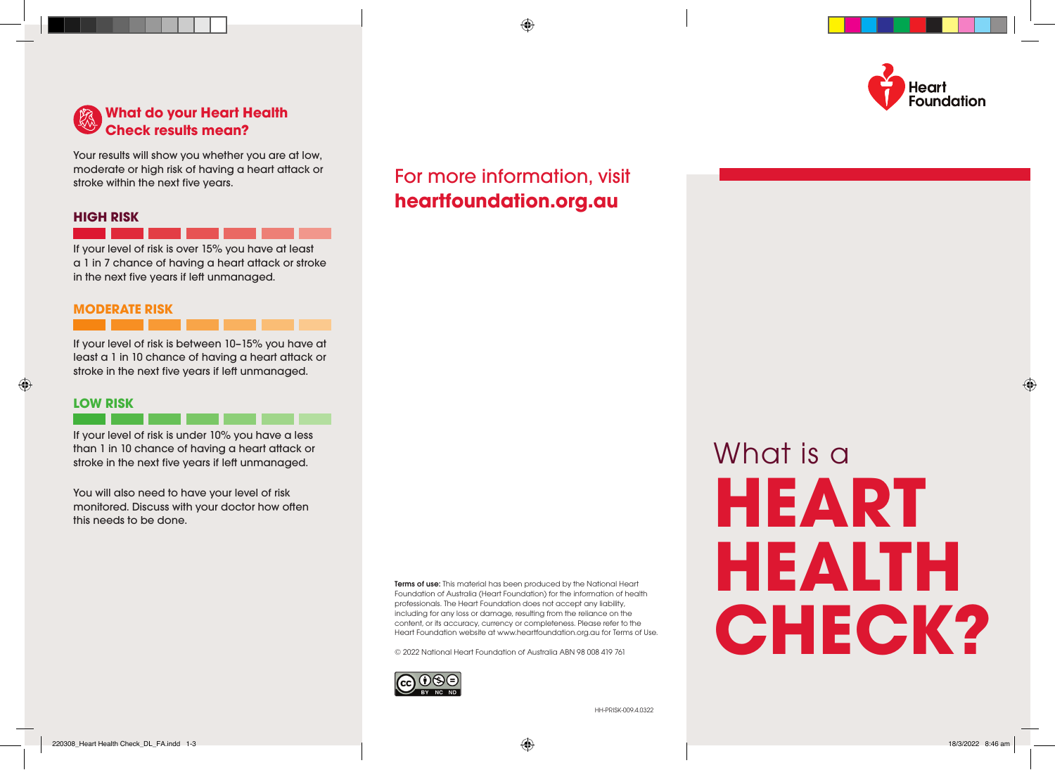## What do your Heart Health Check results mean?

Your results will show you whether you are at low, moderate or high risk of having a heart attack or stroke within the next five years.

### HIGH RISK

If your level of risk is over 15% you have at least a 1 in 7 chance of having a heart attack or stroke in the next five years if left unmanaged.

### MODERATE RISK

If your level of risk is between 10–15% you have at least a 1 in 10 chance of having a heart attack or stroke in the next five years if left unmanaged.

### LOW RISK

If your level of risk is under 10% you have a less than 1 in 10 chance of having a heart attack or stroke in the next five years if left unmanaged.

You will also need to have your level of risk monitored. Discuss with your doctor how often this needs to be done.

For more information, visit **heartfoundation.org.au**

**Terms of use:** This material has been produced by the National Heart Foundation of Australia (Heart Foundation) for the information of health professionals. The Heart Foundation does not accept any liability, including for any loss or damage, resulting from the reliance on the content, or its accuracy, currency or completeness. Please refer to the Heart Foundation website at www.heartfoundation.org.au for Terms of Use.

© 2022 National Heart Foundation of Australia ABN 98 008 419 761

HH-PRISK-009.4.0322

Heart Foundation

# What is a HEART HEALTH CHECK?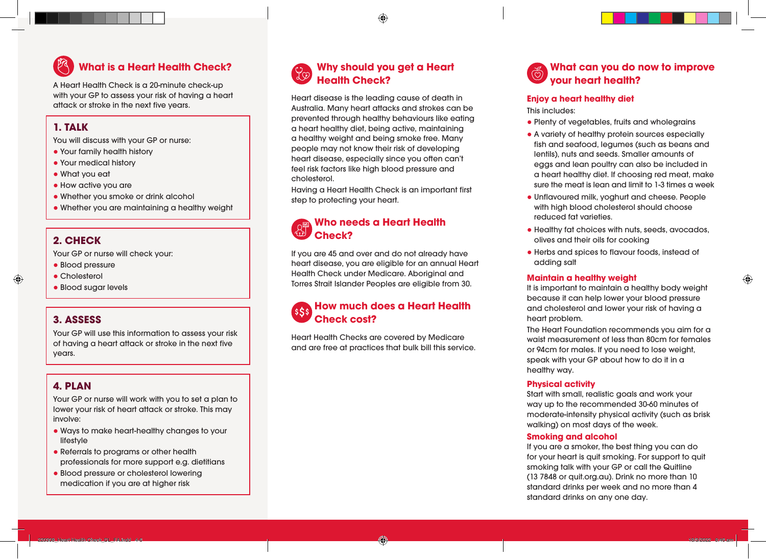## What is a Heart Health Check?

A Heart Health Check is a 20-minute check-up with your GP to assess your risk of having a heart attack or stroke in the next five years.

### 1. TALK

You will discuss with your GP or nurse:

- Your family health history
- Your medical history
- What you eat
- How active you are
- Whether you smoke or drink alcohol
- Whether you are maintaining a healthy weight

### 2. CHECK

Your GP or nurse will check your:

- Blood pressure
- Cholesterol
- Blood sugar levels

### 3. ASSESS

Your GP will use this information to assess your risk of having a heart attack or stroke in the next five years.

### 4. PLAN

Your GP or nurse will work with you to set a plan to lower your risk of heart attack or stroke. This may involve:

- Ways to make heart-healthy changes to your lifestyle
- Referrals to programs or other health professionals for more support e.g. dietitians
- Blood pressure or cholesterol lowering medication if you are at higher risk

## Why should you get a Heart Health Check?

Heart disease is the leading cause of death in Australia. Many heart attacks and strokes can be prevented through healthy behaviours like eating a heart healthy diet, being active, maintaining a healthy weight and being smoke free. Many people may not know their risk of developing heart disease, especially since you often can't feel risk factors like high blood pressure and cholesterol.

Having a Heart Health Check is an important first step to protecting your heart.

## Who needs a Heart Health Check?

If you are 45 and over and do not already have heart disease, you are eligible for an annual Heart Health Check under Medicare. Aboriginal and Torres Strait Islander Peoples are eligible from 30.

## How much does a Heart Health Check cost?

Heart Health Checks are covered by Medicare and are free at practices that bulk bill this service.

## What can you do now to improve your heart health?

### Enjoy a heart healthy diet

This includes:

- Plenty of vegetables, fruits and wholegrains
- A variety of healthy protein sources especially fish and seafood, legumes (such as beans and lentils), nuts and seeds. Smaller amounts of eggs and lean poultry can also be included in a heart healthy diet. If choosing red meat, make sure the meat is lean and limit to 1-3 times a week
- Unflavoured milk, yoghurt and cheese. People with high blood cholesterol should choose reduced fat varieties.
- Healthy fat choices with nuts, seeds, avocados, olives and their oils for cooking
- Herbs and spices to flavour foods, instead of adding salt

### Maintain a healthy weight

It is important to maintain a healthy body weight because it can help lower your blood pressure and cholesterol and lower your risk of having a heart problem.

The Heart Foundation recommends you aim for a waist measurement of less than 80cm for females or 94cm for males. If you need to lose weight, speak with your GP about how to do it in a healthy way.

### Physical activity

Start with small, realistic goals and work your way up to the recommended 30-60 minutes of moderate-intensity physical activity (such as brisk walking) on most days of the week.

### Smoking and alcohol

If you are a smoker, the best thing you can do for your heart is quit smoking. For support to quit smoking talk with your GP or call the Quitline (13 7848 or quit.org.au). Drink no more than 10 standard drinks per week and no more than 4 standard drinks on any one day.